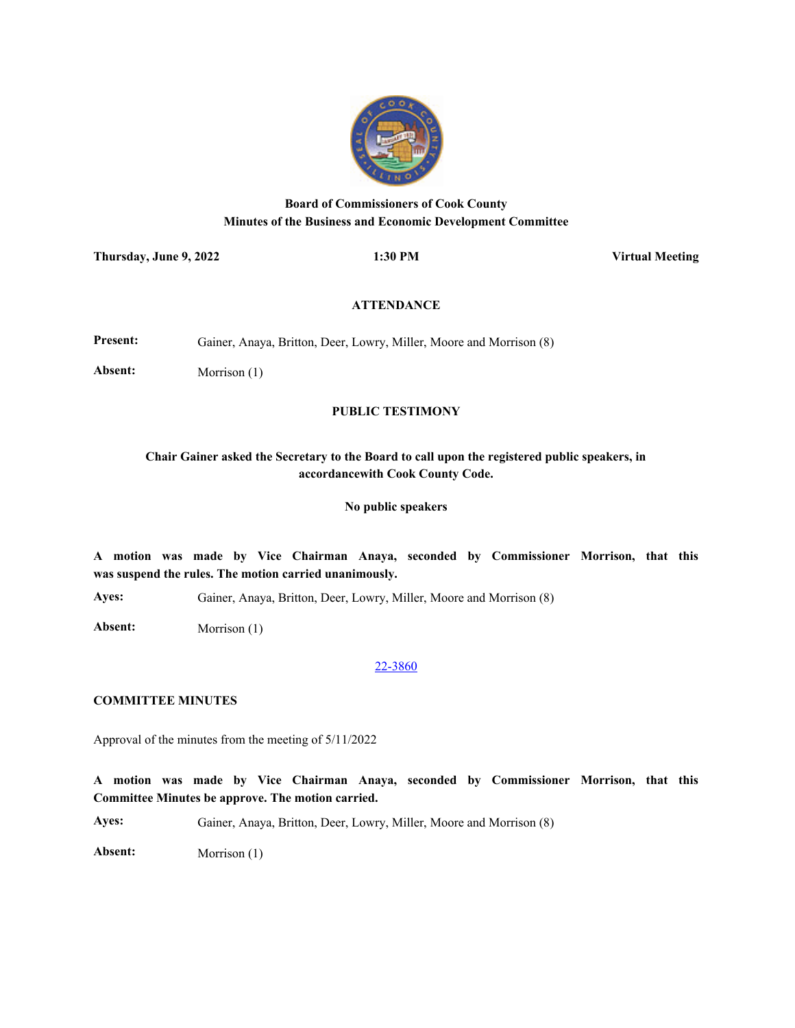**Board of Commissioners of Cook County**
**Minutes of the Business and Economic Development Committee**

**Thursday, June 9, 2022** **1:30 PM** **Virtual Meeting**

**ATTENDANCE**

**Present:** Gainer, Anaya, Britton, Deer, Lowry, Miller, Moore and Morrison (8)

**Absent:** Morrison (1)

**PUBLIC TESTIMONY**

**Chair Gainer asked the Secretary to the Board to call upon the registered public speakers, in accordancewith Cook County Code.**

**No public speakers**

**A motion was made by Vice Chairman Anaya, seconded by Commissioner Morrison, that this was suspend the rules. The motion carried unanimously.**

**Ayes:** Gainer, Anaya, Britton, Deer, Lowry, Miller, Moore and Morrison (8)

**Absent:** Morrison (1)

22-3860

**COMMITTEE MINUTES**

Approval of the minutes from the meeting of 5/11/2022

**A motion was made by Vice Chairman Anaya, seconded by Commissioner Morrison, that this Committee Minutes be approve. The motion carried.**

**Ayes:** Gainer, Anaya, Britton, Deer, Lowry, Miller, Moore and Morrison (8)

**Absent:** Morrison (1)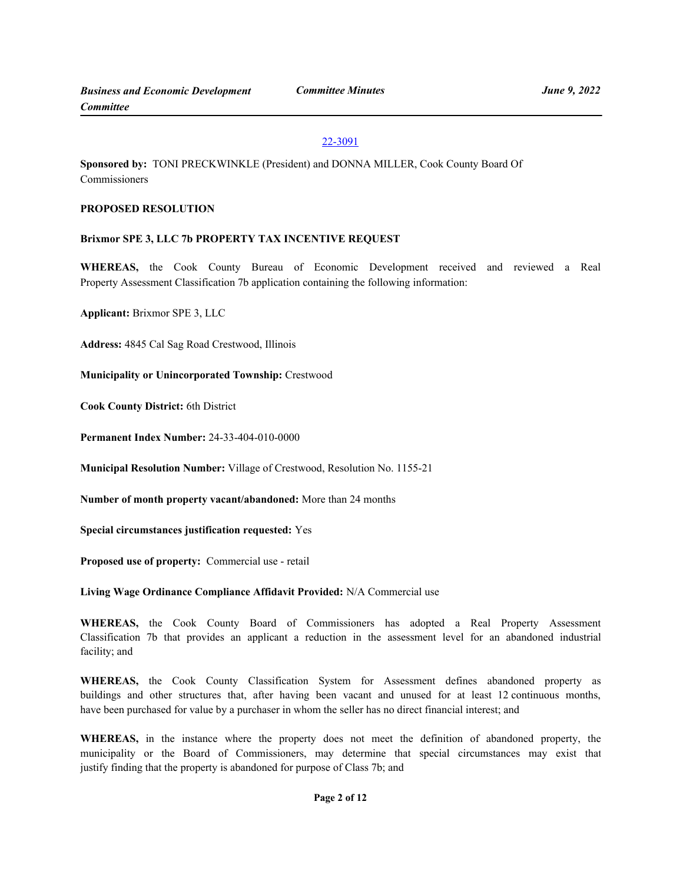22-3091

**Sponsored by:** TONI PRECKWINKLE (President) and DONNA MILLER, Cook County Board Of Commissioners

**PROPOSED RESOLUTION**

**Brixmor SPE 3, LLC 7b PROPERTY TAX INCENTIVE REQUEST**

**WHEREAS,** the Cook County Bureau of Economic Development received and reviewed a Real Property Assessment Classification 7b application containing the following information:

**Applicant:** Brixmor SPE 3, LLC

**Address:** 4845 Cal Sag Road Crestwood, Illinois

**Municipality or Unincorporated Township:** Crestwood

**Cook County District:** 6th District

**Permanent Index Number:** 24-33-404-010-0000

**Municipal Resolution Number:** Village of Crestwood, Resolution No. 1155-21

**Number of month property vacant/abandoned:** More than 24 months

**Special circumstances justification requested:** Yes

**Proposed use of property:** Commercial use - retail

**Living Wage Ordinance Compliance Affidavit Provided:** N/A Commercial use

**WHEREAS,** the Cook County Board of Commissioners has adopted a Real Property Assessment Classification 7b that provides an applicant a reduction in the assessment level for an abandoned industrial facility; and

**WHEREAS,** the Cook County Classification System for Assessment defines abandoned property as buildings and other structures that, after having been vacant and unused for at least 12 continuous months, have been purchased for value by a purchaser in whom the seller has no direct financial interest; and

**WHEREAS,** in the instance where the property does not meet the definition of abandoned property, the municipality or the Board of Commissioners, may determine that special circumstances may exist that justify finding that the property is abandoned for purpose of Class 7b; and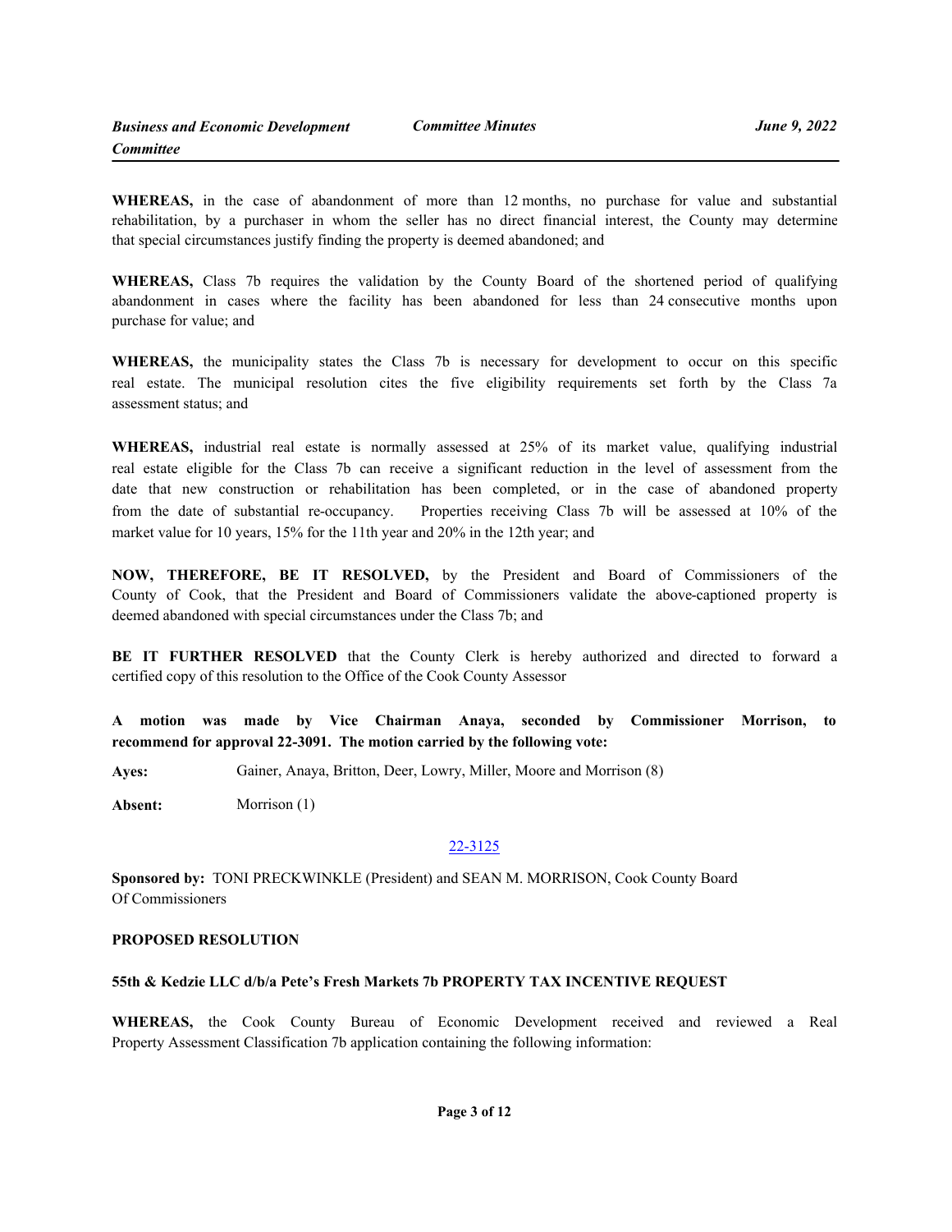**WHEREAS,** in the case of abandonment of more than 12 months, no purchase for value and substantial rehabilitation, by a purchaser in whom the seller has no direct financial interest, the County may determine that special circumstances justify finding the property is deemed abandoned; and

**WHEREAS,** Class 7b requires the validation by the County Board of the shortened period of qualifying abandonment in cases where the facility has been abandoned for less than 24 consecutive months upon purchase for value; and

**WHEREAS,** the municipality states the Class 7b is necessary for development to occur on this specific real estate. The municipal resolution cites the five eligibility requirements set forth by the Class 7a assessment status; and

**WHEREAS,** industrial real estate is normally assessed at 25% of its market value, qualifying industrial real estate eligible for the Class 7b can receive a significant reduction in the level of assessment from the date that new construction or rehabilitation has been completed, or in the case of abandoned property from the date of substantial re-occupancy. Properties receiving Class 7b will be assessed at 10% of the market value for 10 years, 15% for the 11th year and 20% in the 12th year; and

**NOW, THEREFORE, BE IT RESOLVED,** by the President and Board of Commissioners of the County of Cook, that the President and Board of Commissioners validate the above-captioned property is deemed abandoned with special circumstances under the Class 7b; and

**BE IT FURTHER RESOLVED** that the County Clerk is hereby authorized and directed to forward a certified copy of this resolution to the Office of the Cook County Assessor

**A motion was made by Vice Chairman Anaya, seconded by Commissioner Morrison, to recommend for approval 22-3091. The motion carried by the following vote:**

**Ayes:** Gainer, Anaya, Britton, Deer, Lowry, Miller, Moore and Morrison (8)

**Absent:** Morrison (1)

22-3125

**Sponsored by:** TONI PRECKWINKLE (President) and SEAN M. MORRISON, Cook County Board Of Commissioners

**PROPOSED RESOLUTION**

**55th & Kedzie LLC d/b/a Pete's Fresh Markets 7b PROPERTY TAX INCENTIVE REQUEST**

**WHEREAS,** the Cook County Bureau of Economic Development received and reviewed a Real Property Assessment Classification 7b application containing the following information: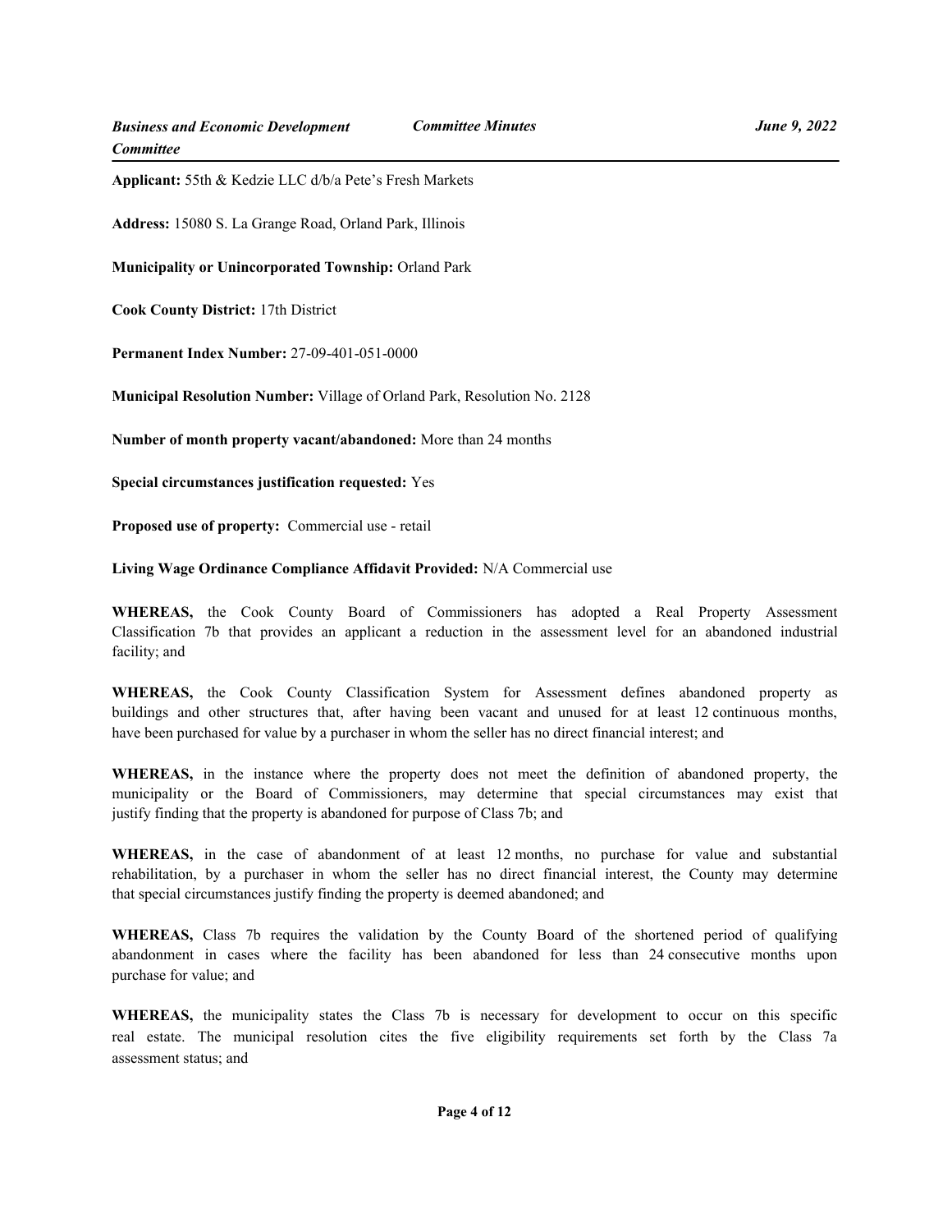**Applicant:** 55th & Kedzie LLC d/b/a Pete's Fresh Markets

**Address:** 15080 S. La Grange Road, Orland Park, Illinois

**Municipality or Unincorporated Township:** Orland Park

**Cook County District:** 17th District

**Permanent Index Number:** 27-09-401-051-0000

**Municipal Resolution Number:** Village of Orland Park, Resolution No. 2128

**Number of month property vacant/abandoned:** More than 24 months

**Special circumstances justification requested:** Yes

**Proposed use of property:** Commercial use - retail

**Living Wage Ordinance Compliance Affidavit Provided:** N/A Commercial use

**WHEREAS,** the Cook County Board of Commissioners has adopted a Real Property Assessment Classification 7b that provides an applicant a reduction in the assessment level for an abandoned industrial facility; and

**WHEREAS,** the Cook County Classification System for Assessment defines abandoned property as buildings and other structures that, after having been vacant and unused for at least 12 continuous months, have been purchased for value by a purchaser in whom the seller has no direct financial interest; and

**WHEREAS,** in the instance where the property does not meet the definition of abandoned property, the municipality or the Board of Commissioners, may determine that special circumstances may exist that justify finding that the property is abandoned for purpose of Class 7b; and

**WHEREAS,** in the case of abandonment of at least 12 months, no purchase for value and substantial rehabilitation, by a purchaser in whom the seller has no direct financial interest, the County may determine that special circumstances justify finding the property is deemed abandoned; and

**WHEREAS,** Class 7b requires the validation by the County Board of the shortened period of qualifying abandonment in cases where the facility has been abandoned for less than 24 consecutive months upon purchase for value; and

**WHEREAS,** the municipality states the Class 7b is necessary for development to occur on this specific real estate. The municipal resolution cites the five eligibility requirements set forth by the Class 7a assessment status; and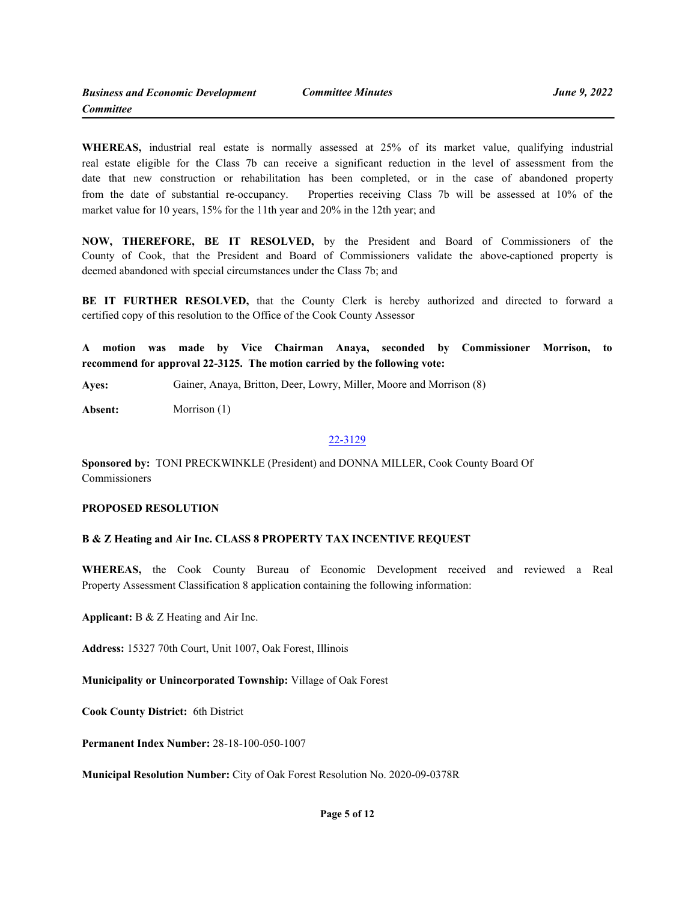**WHEREAS,** industrial real estate is normally assessed at 25% of its market value, qualifying industrial real estate eligible for the Class 7b can receive a significant reduction in the level of assessment from the date that new construction or rehabilitation has been completed, or in the case of abandoned property from the date of substantial re-occupancy. Properties receiving Class 7b will be assessed at 10% of the market value for 10 years, 15% for the 11th year and 20% in the 12th year; and

**NOW, THEREFORE, BE IT RESOLVED,** by the President and Board of Commissioners of the County of Cook, that the President and Board of Commissioners validate the above-captioned property is deemed abandoned with special circumstances under the Class 7b; and

**BE IT FURTHER RESOLVED,** that the County Clerk is hereby authorized and directed to forward a certified copy of this resolution to the Office of the Cook County Assessor

**A motion was made by Vice Chairman Anaya, seconded by Commissioner Morrison, to recommend for approval 22-3125. The motion carried by the following vote:**

**Ayes:** Gainer, Anaya, Britton, Deer, Lowry, Miller, Moore and Morrison (8)

**Absent:** Morrison (1)

22-3129

**Sponsored by:** TONI PRECKWINKLE (President) and DONNA MILLER, Cook County Board Of Commissioners

**PROPOSED RESOLUTION**

**B & Z Heating and Air Inc. CLASS 8 PROPERTY TAX INCENTIVE REQUEST**

**WHEREAS,** the Cook County Bureau of Economic Development received and reviewed a Real Property Assessment Classification 8 application containing the following information:

**Applicant:** B & Z Heating and Air Inc.

**Address:** 15327 70th Court, Unit 1007, Oak Forest, Illinois

**Municipality or Unincorporated Township:** Village of Oak Forest

**Cook County District:** 6th District

**Permanent Index Number:** 28-18-100-050-1007

**Municipal Resolution Number:** City of Oak Forest Resolution No. 2020-09-0378R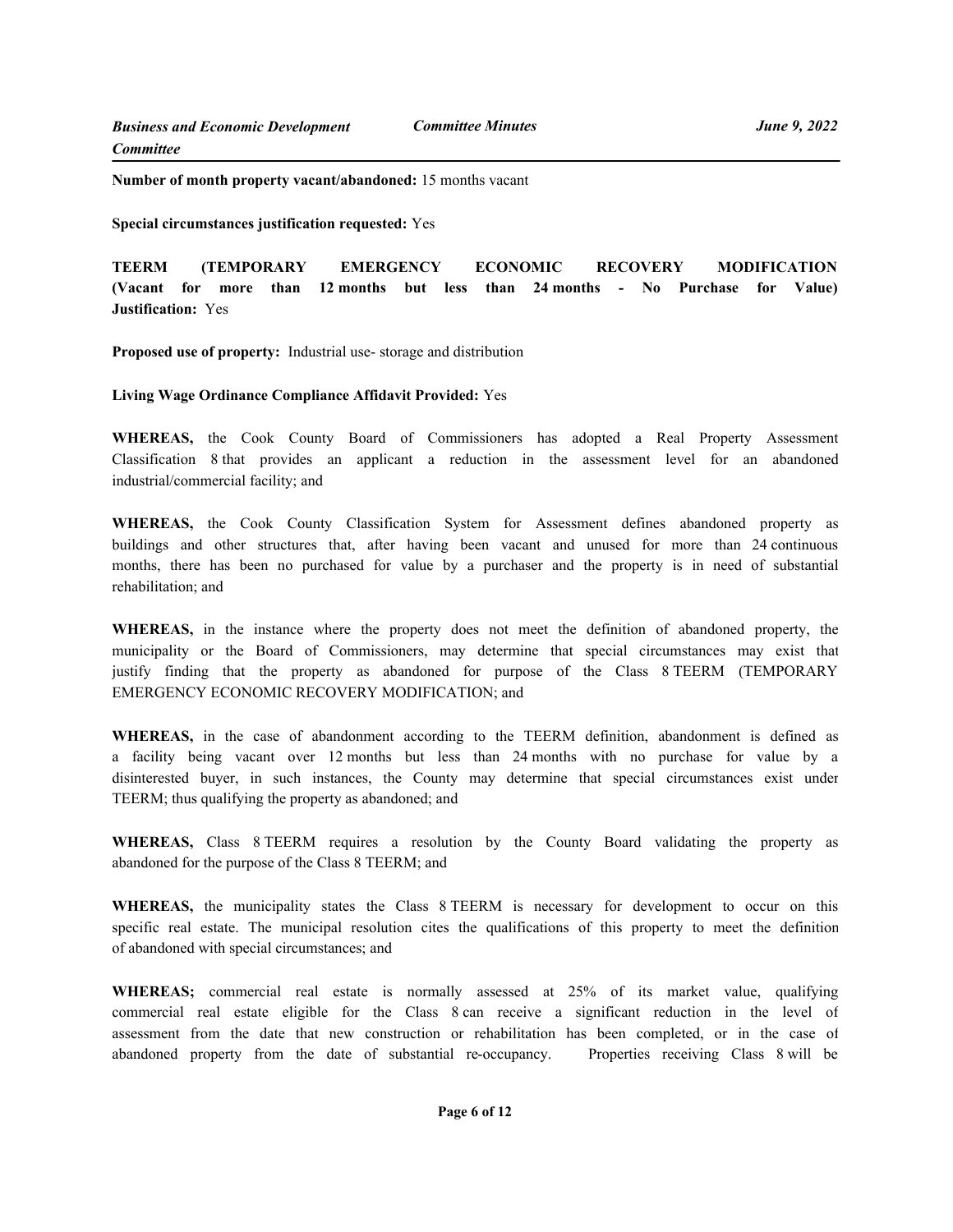**Number of month property vacant/abandoned:** 15 months vacant

**Special circumstances justification requested:** Yes

**TEERM (TEMPORARY EMERGENCY ECONOMIC RECOVERY MODIFICATION (Vacant for more than 12 months but less than 24 months - No Purchase for Value) Justification:** Yes

**Proposed use of property:** Industrial use- storage and distribution

**Living Wage Ordinance Compliance Affidavit Provided:** Yes

**WHEREAS,** the Cook County Board of Commissioners has adopted a Real Property Assessment Classification 8 that provides an applicant a reduction in the assessment level for an abandoned industrial/commercial facility; and

**WHEREAS,** the Cook County Classification System for Assessment defines abandoned property as buildings and other structures that, after having been vacant and unused for more than 24 continuous months, there has been no purchased for value by a purchaser and the property is in need of substantial rehabilitation; and

**WHEREAS,** in the instance where the property does not meet the definition of abandoned property, the municipality or the Board of Commissioners, may determine that special circumstances may exist that justify finding that the property as abandoned for purpose of the Class 8 TEERM (TEMPORARY EMERGENCY ECONOMIC RECOVERY MODIFICATION; and

**WHEREAS,** in the case of abandonment according to the TEERM definition, abandonment is defined as a facility being vacant over 12 months but less than 24 months with no purchase for value by a disinterested buyer, in such instances, the County may determine that special circumstances exist under TEERM; thus qualifying the property as abandoned; and

**WHEREAS,** Class 8 TEERM requires a resolution by the County Board validating the property as abandoned for the purpose of the Class 8 TEERM; and

**WHEREAS,** the municipality states the Class 8 TEERM is necessary for development to occur on this specific real estate. The municipal resolution cites the qualifications of this property to meet the definition of abandoned with special circumstances; and

**WHEREAS;** commercial real estate is normally assessed at 25% of its market value, qualifying commercial real estate eligible for the Class 8 can receive a significant reduction in the level of assessment from the date that new construction or rehabilitation has been completed, or in the case of abandoned property from the date of substantial re-occupancy. Properties receiving Class 8 will be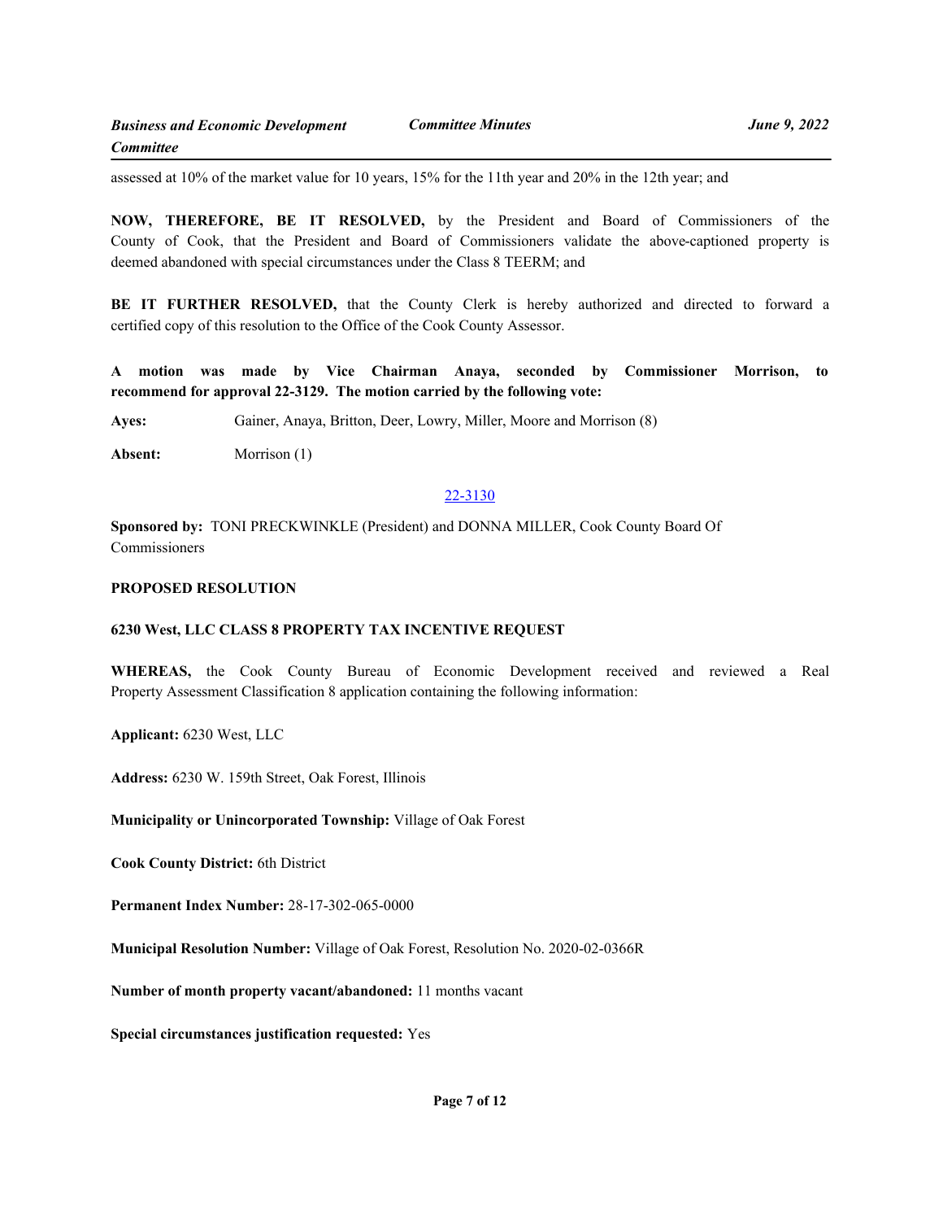assessed at 10% of the market value for 10 years, 15% for the 11th year and 20% in the 12th year; and

**NOW, THEREFORE, BE IT RESOLVED,** by the President and Board of Commissioners of the County of Cook, that the President and Board of Commissioners validate the above-captioned property is deemed abandoned with special circumstances under the Class 8 TEERM; and

**BE IT FURTHER RESOLVED,** that the County Clerk is hereby authorized and directed to forward a certified copy of this resolution to the Office of the Cook County Assessor.

**A motion was made by Vice Chairman Anaya, seconded by Commissioner Morrison, to recommend for approval 22-3129. The motion carried by the following vote:**

**Ayes:** Gainer, Anaya, Britton, Deer, Lowry, Miller, Moore and Morrison (8)

**Absent:** Morrison (1)

22-3130

**Sponsored by:** TONI PRECKWINKLE (President) and DONNA MILLER, Cook County Board Of Commissioners

**PROPOSED RESOLUTION**

**6230 West, LLC CLASS 8 PROPERTY TAX INCENTIVE REQUEST**

**WHEREAS,** the Cook County Bureau of Economic Development received and reviewed a Real Property Assessment Classification 8 application containing the following information:

**Applicant:** 6230 West, LLC

**Address:** 6230 W. 159th Street, Oak Forest, Illinois

**Municipality or Unincorporated Township:** Village of Oak Forest

**Cook County District:** 6th District

**Permanent Index Number:** 28-17-302-065-0000

**Municipal Resolution Number:** Village of Oak Forest, Resolution No. 2020-02-0366R

**Number of month property vacant/abandoned:** 11 months vacant

**Special circumstances justification requested:** Yes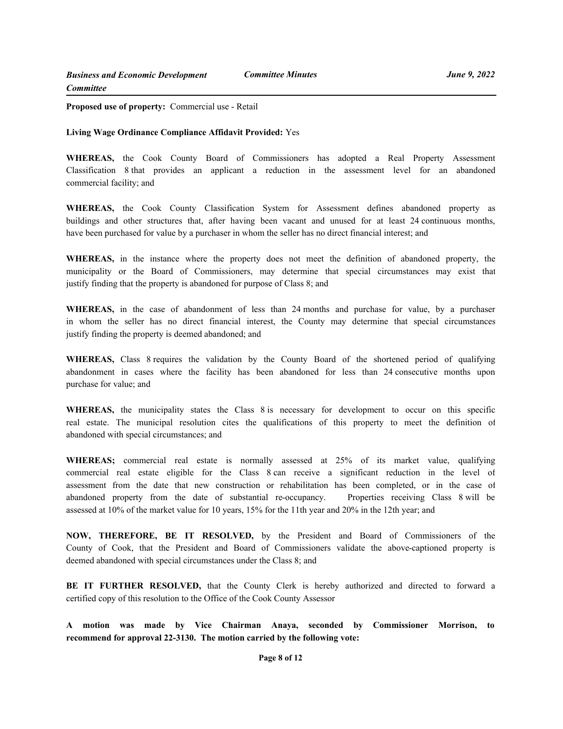**Proposed use of property:** Commercial use - Retail

**Living Wage Ordinance Compliance Affidavit Provided:** Yes

**WHEREAS,** the Cook County Board of Commissioners has adopted a Real Property Assessment Classification 8 that provides an applicant a reduction in the assessment level for an abandoned commercial facility; and

**WHEREAS,** the Cook County Classification System for Assessment defines abandoned property as buildings and other structures that, after having been vacant and unused for at least 24 continuous months, have been purchased for value by a purchaser in whom the seller has no direct financial interest; and

**WHEREAS,** in the instance where the property does not meet the definition of abandoned property, the municipality or the Board of Commissioners, may determine that special circumstances may exist that justify finding that the property is abandoned for purpose of Class 8; and

**WHEREAS,** in the case of abandonment of less than 24 months and purchase for value, by a purchaser in whom the seller has no direct financial interest, the County may determine that special circumstances justify finding the property is deemed abandoned; and

**WHEREAS,** Class 8 requires the validation by the County Board of the shortened period of qualifying abandonment in cases where the facility has been abandoned for less than 24 consecutive months upon purchase for value; and

**WHEREAS,** the municipality states the Class 8 is necessary for development to occur on this specific real estate. The municipal resolution cites the qualifications of this property to meet the definition of abandoned with special circumstances; and

**WHEREAS;** commercial real estate is normally assessed at 25% of its market value, qualifying commercial real estate eligible for the Class 8 can receive a significant reduction in the level of assessment from the date that new construction or rehabilitation has been completed, or in the case of abandoned property from the date of substantial re-occupancy. Properties receiving Class 8 will be assessed at 10% of the market value for 10 years, 15% for the 11th year and 20% in the 12th year; and

**NOW, THEREFORE, BE IT RESOLVED,** by the President and Board of Commissioners of the County of Cook, that the President and Board of Commissioners validate the above-captioned property is deemed abandoned with special circumstances under the Class 8; and

**BE IT FURTHER RESOLVED,** that the County Clerk is hereby authorized and directed to forward a certified copy of this resolution to the Office of the Cook County Assessor

**A motion was made by Vice Chairman Anaya, seconded by Commissioner Morrison, to recommend for approval 22-3130. The motion carried by the following vote:**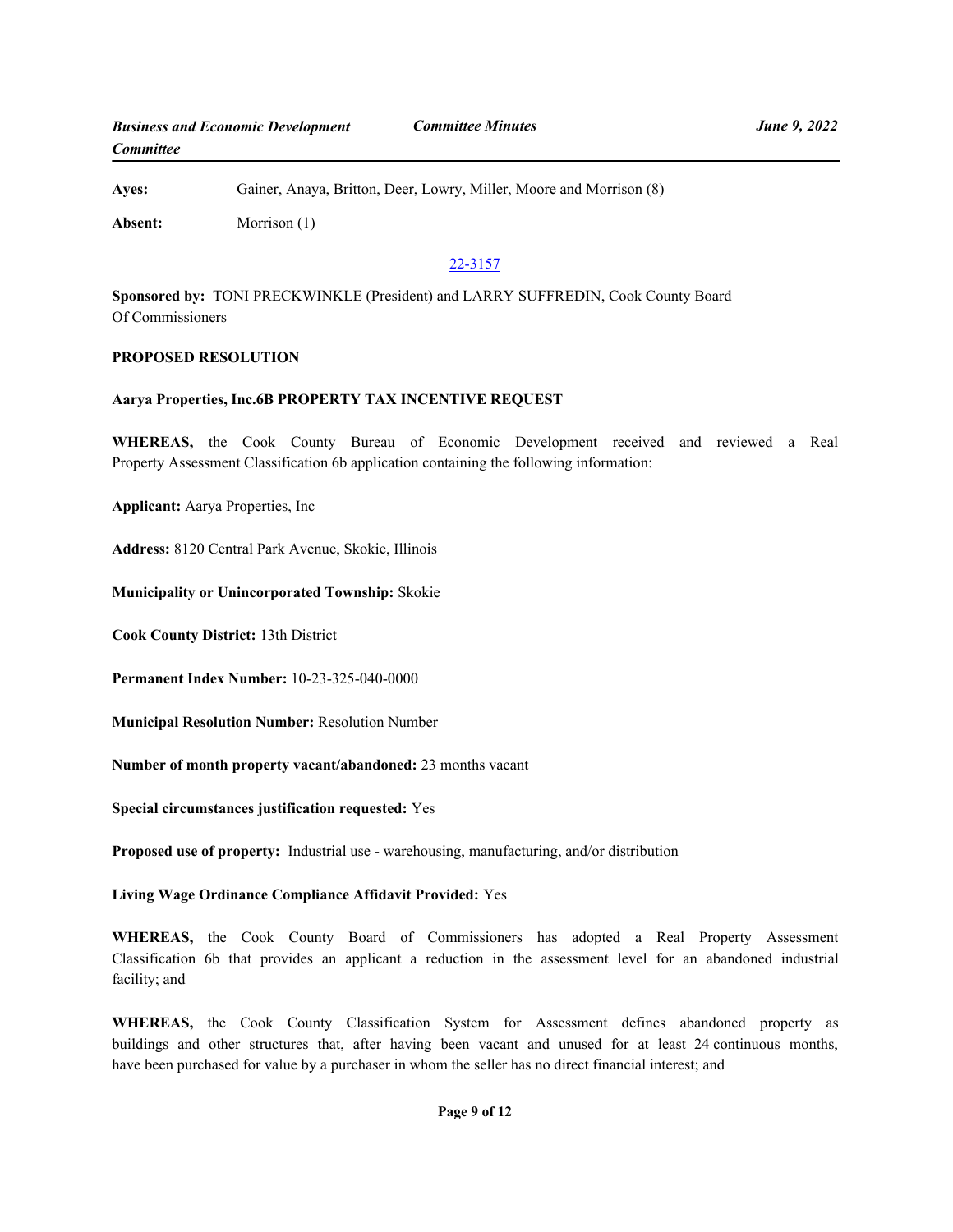**Ayes:** Gainer, Anaya, Britton, Deer, Lowry, Miller, Moore and Morrison (8)

**Absent:** Morrison (1)

22-3157

**Sponsored by:** TONI PRECKWINKLE (President) and LARRY SUFFREDIN, Cook County Board Of Commissioners

**PROPOSED RESOLUTION**

**Aarya Properties, Inc.6B PROPERTY TAX INCENTIVE REQUEST**

**WHEREAS,** the Cook County Bureau of Economic Development received and reviewed a Real Property Assessment Classification 6b application containing the following information:

**Applicant:** Aarya Properties, Inc

**Address:** 8120 Central Park Avenue, Skokie, Illinois

**Municipality or Unincorporated Township:** Skokie

**Cook County District:** 13th District

**Permanent Index Number:** 10-23-325-040-0000

**Municipal Resolution Number:** Resolution Number

**Number of month property vacant/abandoned:** 23 months vacant

**Special circumstances justification requested:** Yes

**Proposed use of property:** Industrial use - warehousing, manufacturing, and/or distribution

**Living Wage Ordinance Compliance Affidavit Provided:** Yes

**WHEREAS,** the Cook County Board of Commissioners has adopted a Real Property Assessment Classification 6b that provides an applicant a reduction in the assessment level for an abandoned industrial facility; and

**WHEREAS,** the Cook County Classification System for Assessment defines abandoned property as buildings and other structures that, after having been vacant and unused for at least 24 continuous months, have been purchased for value by a purchaser in whom the seller has no direct financial interest; and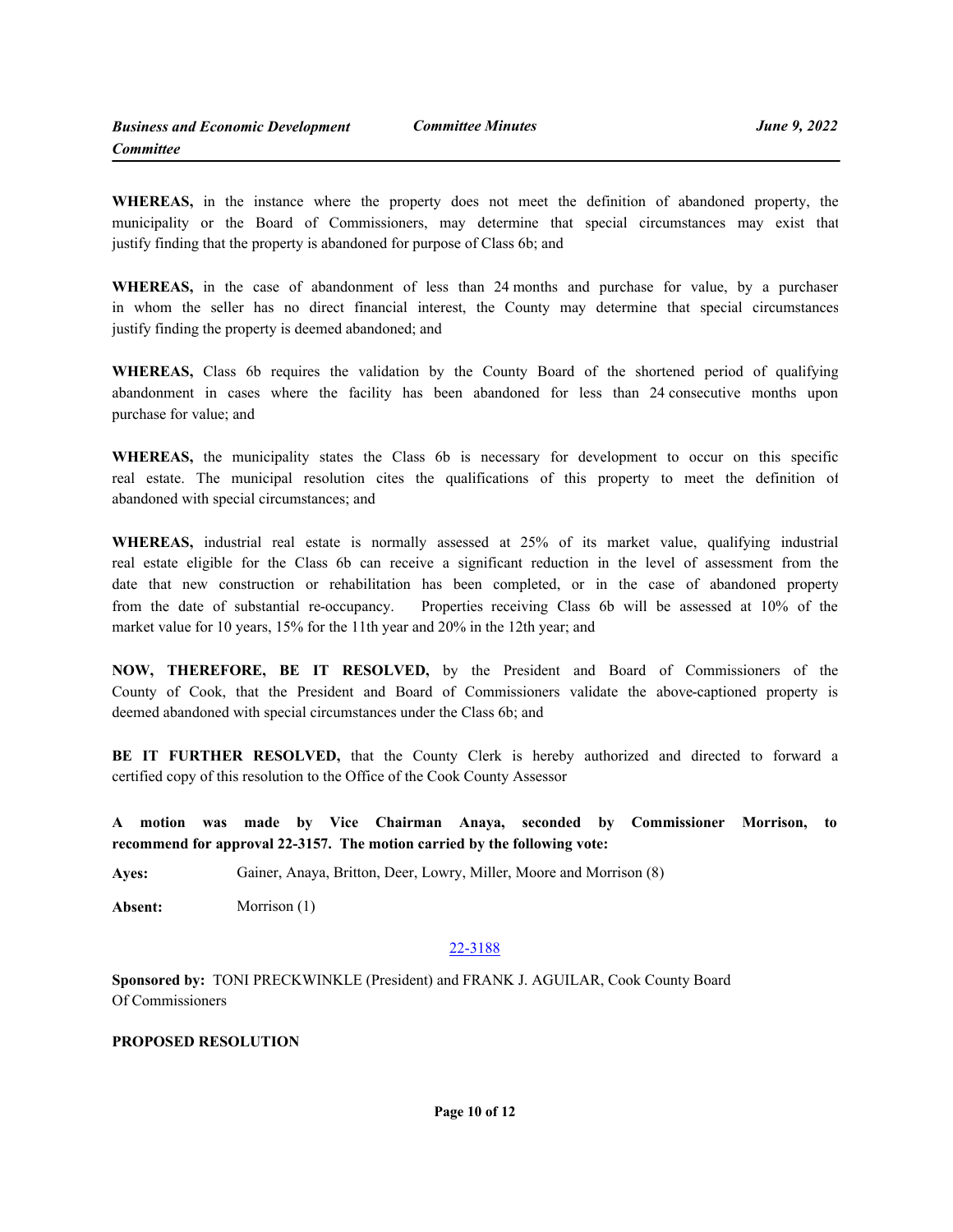**WHEREAS,** in the instance where the property does not meet the definition of abandoned property, the municipality or the Board of Commissioners, may determine that special circumstances may exist that justify finding that the property is abandoned for purpose of Class 6b; and

**WHEREAS,** in the case of abandonment of less than 24 months and purchase for value, by a purchaser in whom the seller has no direct financial interest, the County may determine that special circumstances justify finding the property is deemed abandoned; and

**WHEREAS,** Class 6b requires the validation by the County Board of the shortened period of qualifying abandonment in cases where the facility has been abandoned for less than 24 consecutive months upon purchase for value; and

**WHEREAS,** the municipality states the Class 6b is necessary for development to occur on this specific real estate. The municipal resolution cites the qualifications of this property to meet the definition of abandoned with special circumstances; and

**WHEREAS,** industrial real estate is normally assessed at 25% of its market value, qualifying industrial real estate eligible for the Class 6b can receive a significant reduction in the level of assessment from the date that new construction or rehabilitation has been completed, or in the case of abandoned property from the date of substantial re-occupancy. Properties receiving Class 6b will be assessed at 10% of the market value for 10 years, 15% for the 11th year and 20% in the 12th year; and

**NOW, THEREFORE, BE IT RESOLVED,** by the President and Board of Commissioners of the County of Cook, that the President and Board of Commissioners validate the above-captioned property is deemed abandoned with special circumstances under the Class 6b; and

**BE IT FURTHER RESOLVED,** that the County Clerk is hereby authorized and directed to forward a certified copy of this resolution to the Office of the Cook County Assessor

**A motion was made by Vice Chairman Anaya, seconded by Commissioner Morrison, to recommend for approval 22-3157. The motion carried by the following vote:**

**Ayes:** Gainer, Anaya, Britton, Deer, Lowry, Miller, Moore and Morrison (8)

**Absent:** Morrison (1)

22-3188

**Sponsored by:** TONI PRECKWINKLE (President) and FRANK J. AGUILAR, Cook County Board Of Commissioners

**PROPOSED RESOLUTION**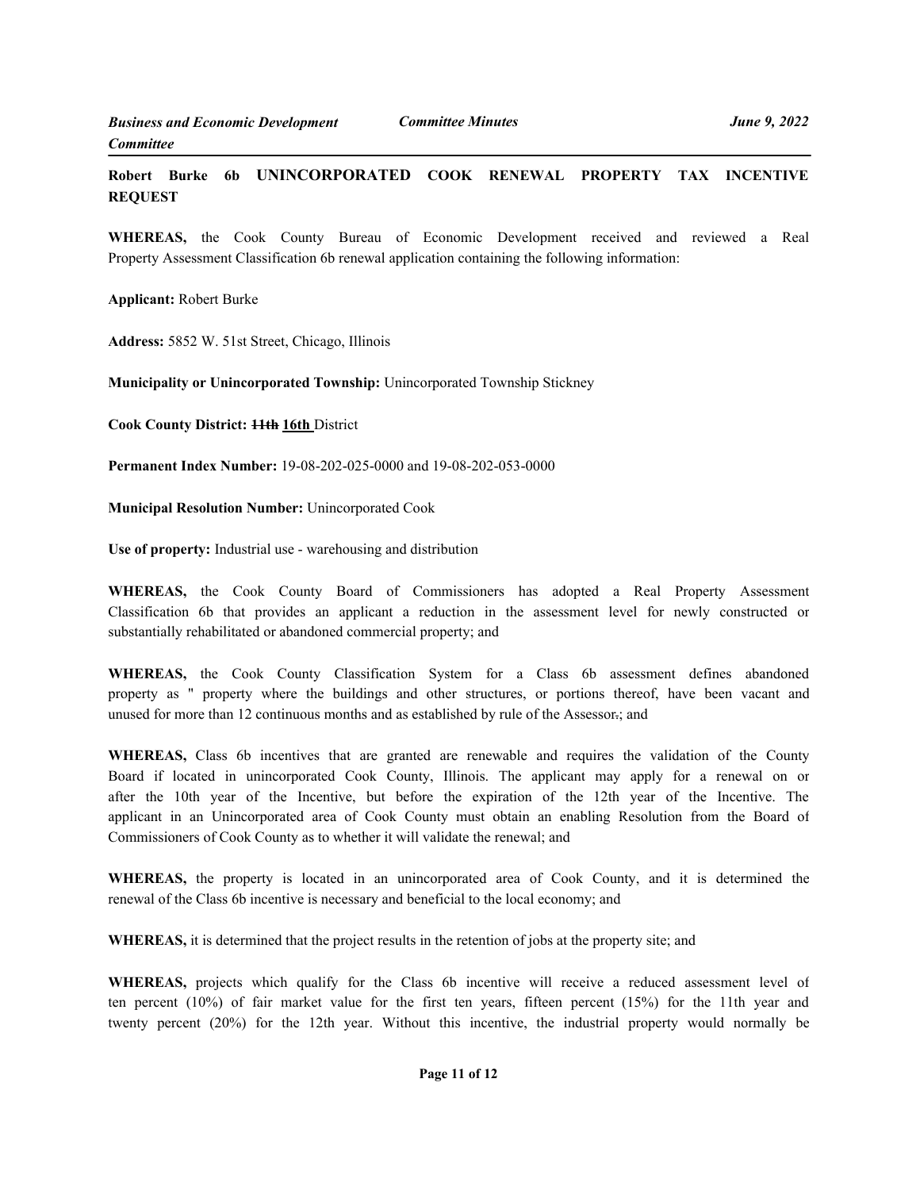**Robert Burke 6b UNINCORPORATED COOK RENEWAL PROPERTY TAX INCENTIVE REQUEST**

**WHEREAS,** the Cook County Bureau of Economic Development received and reviewed a Real Property Assessment Classification 6b renewal application containing the following information:

**Applicant:** Robert Burke

**Address:** 5852 W. 51st Street, Chicago, Illinois

**Municipality or Unincorporated Township:** Unincorporated Township Stickney

**Cook County District:** ~~11th~~ 16th District

**Permanent Index Number:** 19-08-202-025-0000 and 19-08-202-053-0000

**Municipal Resolution Number:** Unincorporated Cook

**Use of property:** Industrial use - warehousing and distribution

**WHEREAS,** the Cook County Board of Commissioners has adopted a Real Property Assessment Classification 6b that provides an applicant a reduction in the assessment level for newly constructed or substantially rehabilitated or abandoned commercial property; and

**WHEREAS,** the Cook County Classification System for a Class 6b assessment defines abandoned property as " property where the buildings and other structures, or portions thereof, have been vacant and unused for more than 12 continuous months and as established by rule of the Assessor~~.~~; and

**WHEREAS,** Class 6b incentives that are granted are renewable and requires the validation of the County Board if located in unincorporated Cook County, Illinois. The applicant may apply for a renewal on or after the 10th year of the Incentive, but before the expiration of the 12th year of the Incentive. The applicant in an Unincorporated area of Cook County must obtain an enabling Resolution from the Board of Commissioners of Cook County as to whether it will validate the renewal; and

**WHEREAS,** the property is located in an unincorporated area of Cook County, and it is determined the renewal of the Class 6b incentive is necessary and beneficial to the local economy; and

**WHEREAS,** it is determined that the project results in the retention of jobs at the property site; and

**WHEREAS,** projects which qualify for the Class 6b incentive will receive a reduced assessment level of ten percent (10%) of fair market value for the first ten years, fifteen percent (15%) for the 11th year and twenty percent (20%) for the 12th year. Without this incentive, the industrial property would normally be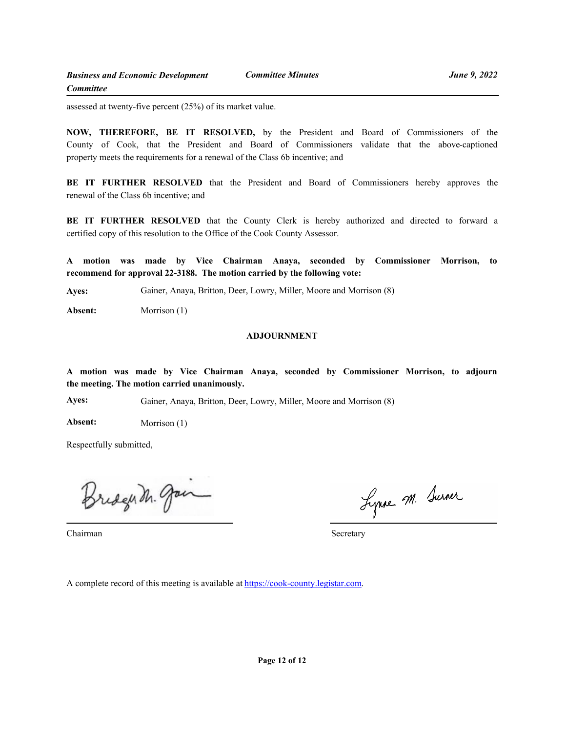assessed at twenty-five percent (25%) of its market value.

**NOW, THEREFORE, BE IT RESOLVED,** by the President and Board of Commissioners of the County of Cook, that the President and Board of Commissioners validate that the above-captioned property meets the requirements for a renewal of the Class 6b incentive; and

**BE IT FURTHER RESOLVED** that the President and Board of Commissioners hereby approves the renewal of the Class 6b incentive; and

**BE IT FURTHER RESOLVED** that the County Clerk is hereby authorized and directed to forward a certified copy of this resolution to the Office of the Cook County Assessor.

**A motion was made by Vice Chairman Anaya, seconded by Commissioner Morrison, to recommend for approval 22-3188. The motion carried by the following vote:**

**Ayes:** Gainer, Anaya, Britton, Deer, Lowry, Miller, Moore and Morrison (8)

**Absent:** Morrison (1)

## ADJOURNMENT

**A motion was made by Vice Chairman Anaya, seconded by Commissioner Morrison, to adjourn the meeting. The motion carried unanimously.**

**Ayes:** Gainer, Anaya, Britton, Deer, Lowry, Miller, Moore and Morrison (8)

**Absent:** Morrison (1)

Respectfully submitted,

Bridget M. Gainer

Chairman

Lynne M. Turner

Secretary

A complete record of this meeting is available at https://cook-county.legistar.com.